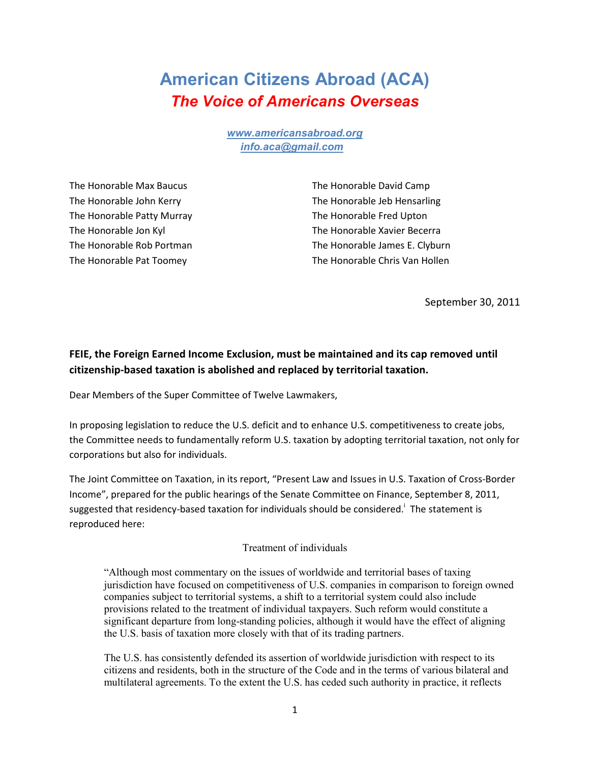# American Citizens Abroad (ACA)

## *The Voice of Americans Overseas*

*www.americansabroad.org*
*info.aca@gmail.com*

The Honorable Max Baucus
The Honorable John Kerry
The Honorable Patty Murray
The Honorable Jon Kyl
The Honorable Rob Portman
The Honorable Pat Toomey

The Honorable David Camp
The Honorable Jeb Hensarling
The Honorable Fred Upton
The Honorable Xavier Becerra
The Honorable James E. Clyburn
The Honorable Chris Van Hollen

September 30, 2011

**FEIE, the Foreign Earned Income Exclusion, must be maintained and its cap removed until citizenship-based taxation is abolished and replaced by territorial taxation.**

Dear Members of the Super Committee of Twelve Lawmakers,

In proposing legislation to reduce the U.S. deficit and to enhance U.S. competitiveness to create jobs, the Committee needs to fundamentally reform U.S. taxation by adopting territorial taxation, not only for corporations but also for individuals.

The Joint Committee on Taxation, in its report, "Present Law and Issues in U.S. Taxation of Cross-Border Income", prepared for the public hearings of the Senate Committee on Finance, September 8, 2011, suggested that residency-based taxation for individuals should be considered.[i] The statement is reproduced here:

Treatment of individuals

> "Although most commentary on the issues of worldwide and territorial bases of taxing jurisdiction have focused on competitiveness of U.S. companies in comparison to foreign owned companies subject to territorial systems, a shift to a territorial system could also include provisions related to the treatment of individual taxpayers. Such reform would constitute a significant departure from long-standing policies, although it would have the effect of aligning the U.S. basis of taxation more closely with that of its trading partners.
>
> The U.S. has consistently defended its assertion of worldwide jurisdiction with respect to its citizens and residents, both in the structure of the Code and in the terms of various bilateral and multilateral agreements. To the extent the U.S. has ceded such authority in practice, it reflects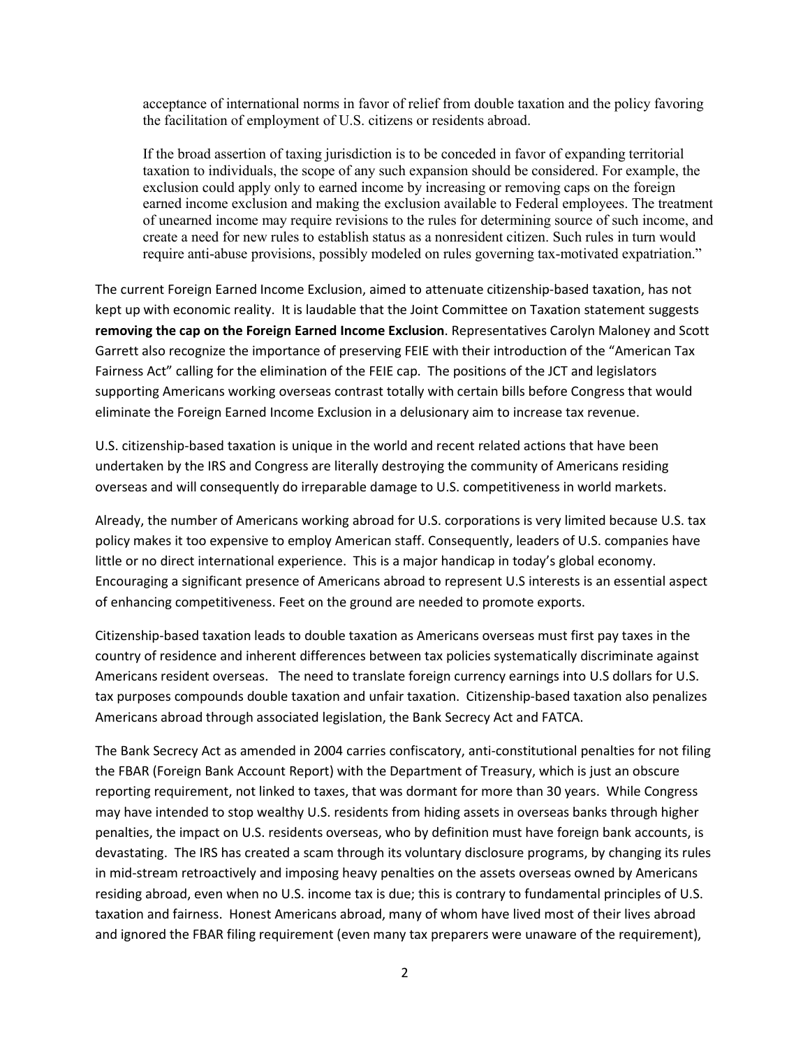> acceptance of international norms in favor of relief from double taxation and the policy favoring the facilitation of employment of U.S. citizens or residents abroad.
>
> If the broad assertion of taxing jurisdiction is to be conceded in favor of expanding territorial taxation to individuals, the scope of any such expansion should be considered. For example, the exclusion could apply only to earned income by increasing or removing caps on the foreign earned income exclusion and making the exclusion available to Federal employees. The treatment of unearned income may require revisions to the rules for determining source of such income, and create a need for new rules to establish status as a nonresident citizen. Such rules in turn would require anti-abuse provisions, possibly modeled on rules governing tax-motivated expatriation."

The current Foreign Earned Income Exclusion, aimed to attenuate citizenship-based taxation, has not kept up with economic reality. It is laudable that the Joint Committee on Taxation statement suggests **removing the cap on the Foreign Earned Income Exclusion**. Representatives Carolyn Maloney and Scott Garrett also recognize the importance of preserving FEIE with their introduction of the "American Tax Fairness Act" calling for the elimination of the FEIE cap. The positions of the JCT and legislators supporting Americans working overseas contrast totally with certain bills before Congress that would eliminate the Foreign Earned Income Exclusion in a delusionary aim to increase tax revenue.

U.S. citizenship-based taxation is unique in the world and recent related actions that have been undertaken by the IRS and Congress are literally destroying the community of Americans residing overseas and will consequently do irreparable damage to U.S. competitiveness in world markets.

Already, the number of Americans working abroad for U.S. corporations is very limited because U.S. tax policy makes it too expensive to employ American staff. Consequently, leaders of U.S. companies have little or no direct international experience. This is a major handicap in today's global economy. Encouraging a significant presence of Americans abroad to represent U.S interests is an essential aspect of enhancing competitiveness. Feet on the ground are needed to promote exports.

Citizenship-based taxation leads to double taxation as Americans overseas must first pay taxes in the country of residence and inherent differences between tax policies systematically discriminate against Americans resident overseas. The need to translate foreign currency earnings into U.S dollars for U.S. tax purposes compounds double taxation and unfair taxation. Citizenship-based taxation also penalizes Americans abroad through associated legislation, the Bank Secrecy Act and FATCA.

The Bank Secrecy Act as amended in 2004 carries confiscatory, anti-constitutional penalties for not filing the FBAR (Foreign Bank Account Report) with the Department of Treasury, which is just an obscure reporting requirement, not linked to taxes, that was dormant for more than 30 years. While Congress may have intended to stop wealthy U.S. residents from hiding assets in overseas banks through higher penalties, the impact on U.S. residents overseas, who by definition must have foreign bank accounts, is devastating. The IRS has created a scam through its voluntary disclosure programs, by changing its rules in mid-stream retroactively and imposing heavy penalties on the assets overseas owned by Americans residing abroad, even when no U.S. income tax is due; this is contrary to fundamental principles of U.S. taxation and fairness. Honest Americans abroad, many of whom have lived most of their lives abroad and ignored the FBAR filing requirement (even many tax preparers were unaware of the requirement),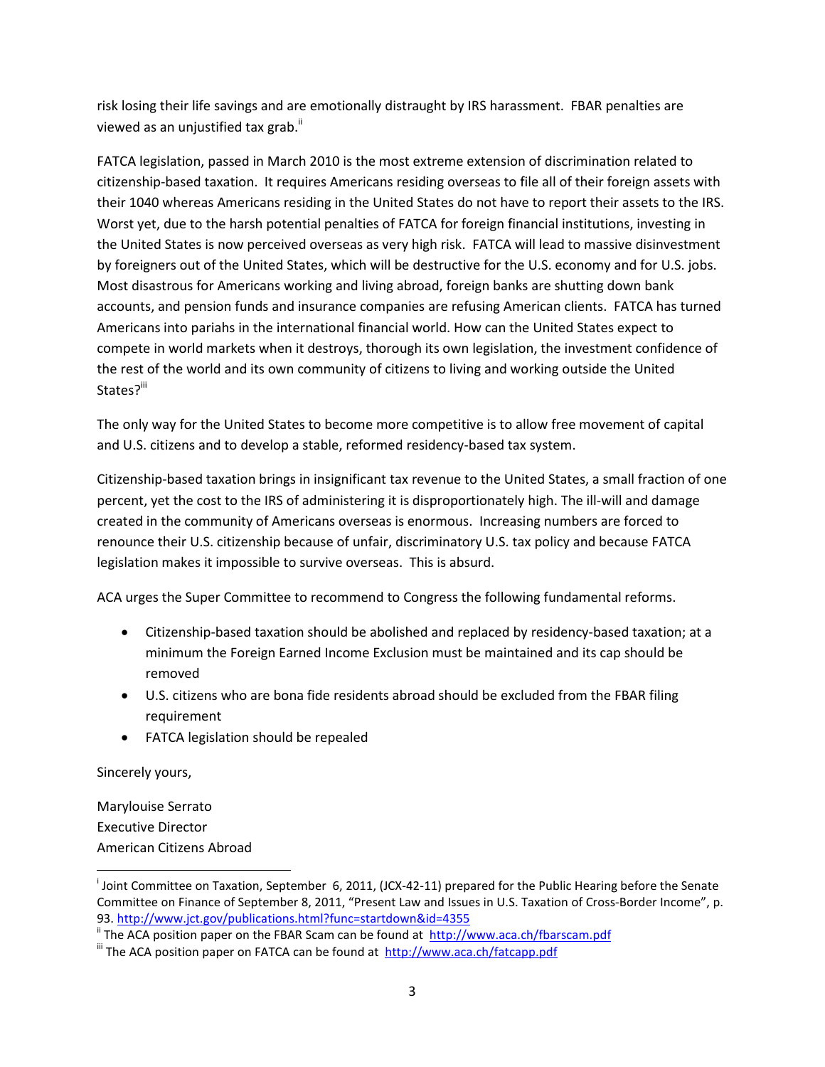risk losing their life savings and are emotionally distraught by IRS harassment. FBAR penalties are viewed as an unjustified tax grab.[ii]

FATCA legislation, passed in March 2010 is the most extreme extension of discrimination related to citizenship-based taxation. It requires Americans residing overseas to file all of their foreign assets with their 1040 whereas Americans residing in the United States do not have to report their assets to the IRS. Worst yet, due to the harsh potential penalties of FATCA for foreign financial institutions, investing in the United States is now perceived overseas as very high risk. FATCA will lead to massive disinvestment by foreigners out of the United States, which will be destructive for the U.S. economy and for U.S. jobs. Most disastrous for Americans working and living abroad, foreign banks are shutting down bank accounts, and pension funds and insurance companies are refusing American clients. FATCA has turned Americans into pariahs in the international financial world. How can the United States expect to compete in world markets when it destroys, thorough its own legislation, the investment confidence of the rest of the world and its own community of citizens to living and working outside the United States?[iii]

The only way for the United States to become more competitive is to allow free movement of capital and U.S. citizens and to develop a stable, reformed residency-based tax system.

Citizenship-based taxation brings in insignificant tax revenue to the United States, a small fraction of one percent, yet the cost to the IRS of administering it is disproportionately high. The ill-will and damage created in the community of Americans overseas is enormous. Increasing numbers are forced to renounce their U.S. citizenship because of unfair, discriminatory U.S. tax policy and because FATCA legislation makes it impossible to survive overseas. This is absurd.

ACA urges the Super Committee to recommend to Congress the following fundamental reforms.

- Citizenship-based taxation should be abolished and replaced by residency-based taxation; at a minimum the Foreign Earned Income Exclusion must be maintained and its cap should be removed
- U.S. citizens who are bona fide residents abroad should be excluded from the FBAR filing requirement
- FATCA legislation should be repealed

Sincerely yours,

Marylouise Serrato  
Executive Director  
American Citizens Abroad

---

[i] Joint Committee on Taxation, September 6, 2011, (JCX-42-11) prepared for the Public Hearing before the Senate Committee on Finance of September 8, 2011, "Present Law and Issues in U.S. Taxation of Cross-Border Income", p. 93. http://www.jct.gov/publications.html?func=startdown&id=4355

[ii] The ACA position paper on the FBAR Scam can be found at http://www.aca.ch/fbarscam.pdf

[iii] The ACA position paper on FATCA can be found at http://www.aca.ch/fatcapp.pdf